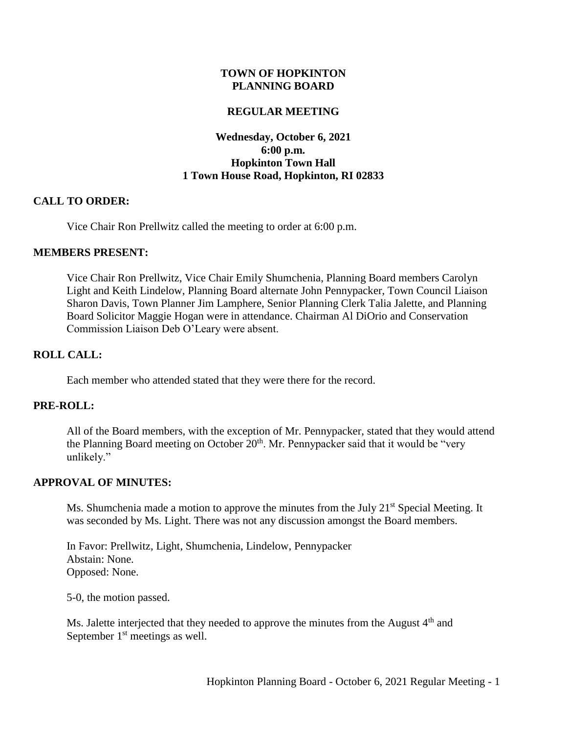**TOWN OF HOPKINTON**
**PLANNING BOARD**

**REGULAR MEETING**

**Wednesday, October 6, 2021**
**6:00 p.m.**
**Hopkinton Town Hall**
**1 Town House Road, Hopkinton, RI 02833**

**CALL TO ORDER:**

Vice Chair Ron Prellwitz called the meeting to order at 6:00 p.m.

**MEMBERS PRESENT:**

Vice Chair Ron Prellwitz, Vice Chair Emily Shumchenia, Planning Board members Carolyn Light and Keith Lindelow, Planning Board alternate John Pennypacker, Town Council Liaison Sharon Davis, Town Planner Jim Lamphere, Senior Planning Clerk Talia Jalette, and Planning Board Solicitor Maggie Hogan were in attendance. Chairman Al DiOrio and Conservation Commission Liaison Deb O'Leary were absent.

**ROLL CALL:**

Each member who attended stated that they were there for the record.

**PRE-ROLL:**

All of the Board members, with the exception of Mr. Pennypacker, stated that they would attend the Planning Board meeting on October 20th. Mr. Pennypacker said that it would be "very unlikely."

**APPROVAL OF MINUTES:**

Ms. Shumchenia made a motion to approve the minutes from the July 21st Special Meeting. It was seconded by Ms. Light. There was not any discussion amongst the Board members.

In Favor: Prellwitz, Light, Shumchenia, Lindelow, Pennypacker
Abstain: None.
Opposed: None.

5-0, the motion passed.

Ms. Jalette interjected that they needed to approve the minutes from the August 4th and September 1st meetings as well.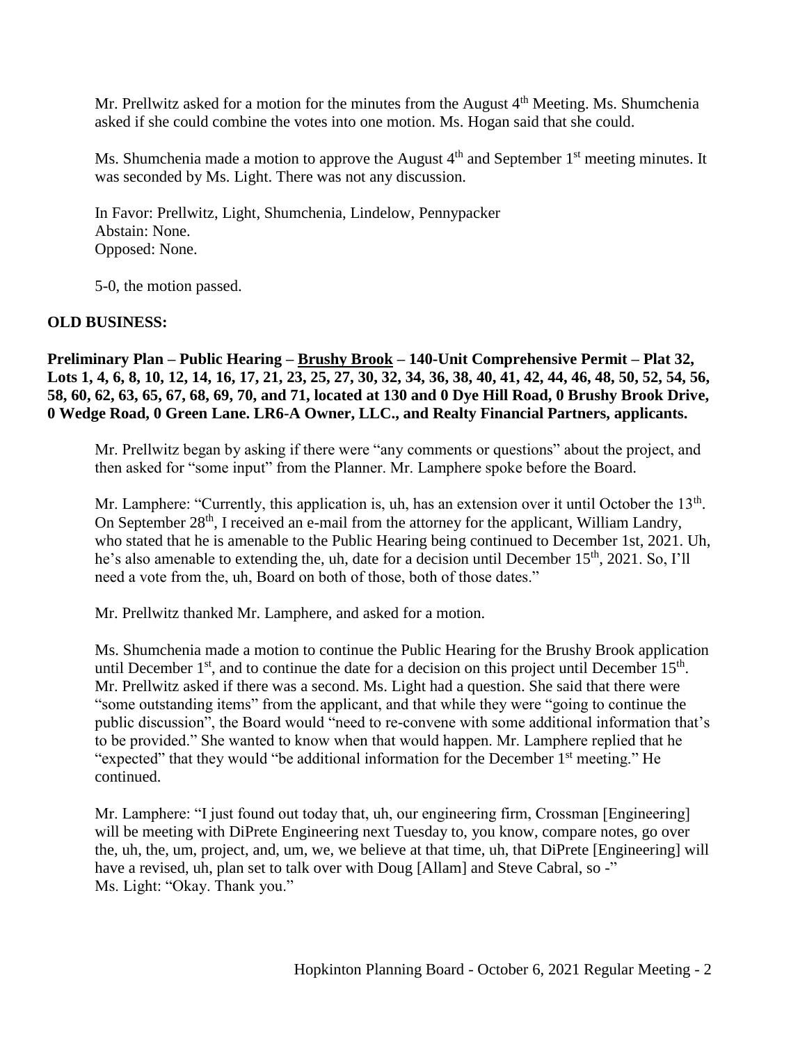Mr. Prellwitz asked for a motion for the minutes from the August 4th Meeting. Ms. Shumchenia asked if she could combine the votes into one motion. Ms. Hogan said that she could.

Ms. Shumchenia made a motion to approve the August 4th and September 1st meeting minutes. It was seconded by Ms. Light. There was not any discussion.

In Favor: Prellwitz, Light, Shumchenia, Lindelow, Pennypacker
Abstain: None.
Opposed: None.

5-0, the motion passed.

**OLD BUSINESS:**

**Preliminary Plan – Public Hearing – <u>Brushy Brook</u> – 140-Unit Comprehensive Permit – Plat 32, Lots 1, 4, 6, 8, 10, 12, 14, 16, 17, 21, 23, 25, 27, 30, 32, 34, 36, 38, 40, 41, 42, 44, 46, 48, 50, 52, 54, 56, 58, 60, 62, 63, 65, 67, 68, 69, 70, and 71, located at 130 and 0 Dye Hill Road, 0 Brushy Brook Drive, 0 Wedge Road, 0 Green Lane. LR6-A Owner, LLC., and Realty Financial Partners, applicants.**

Mr. Prellwitz began by asking if there were "any comments or questions" about the project, and then asked for "some input" from the Planner. Mr. Lamphere spoke before the Board.

Mr. Lamphere: "Currently, this application is, uh, has an extension over it until October the 13th. On September 28th, I received an e-mail from the attorney for the applicant, William Landry, who stated that he is amenable to the Public Hearing being continued to December 1st, 2021. Uh, he's also amenable to extending the, uh, date for a decision until December 15th, 2021. So, I'll need a vote from the, uh, Board on both of those, both of those dates."

Mr. Prellwitz thanked Mr. Lamphere, and asked for a motion.

Ms. Shumchenia made a motion to continue the Public Hearing for the Brushy Brook application until December 1st, and to continue the date for a decision on this project until December 15th. Mr. Prellwitz asked if there was a second. Ms. Light had a question. She said that there were "some outstanding items" from the applicant, and that while they were "going to continue the public discussion", the Board would "need to re-convene with some additional information that's to be provided." She wanted to know when that would happen. Mr. Lamphere replied that he "expected" that they would "be additional information for the December 1st meeting." He continued.

Mr. Lamphere: "I just found out today that, uh, our engineering firm, Crossman [Engineering] will be meeting with DiPrete Engineering next Tuesday to, you know, compare notes, go over the, uh, the, um, project, and, um, we, we believe at that time, uh, that DiPrete [Engineering] will have a revised, uh, plan set to talk over with Doug [Allam] and Steve Cabral, so -"
Ms. Light: "Okay. Thank you."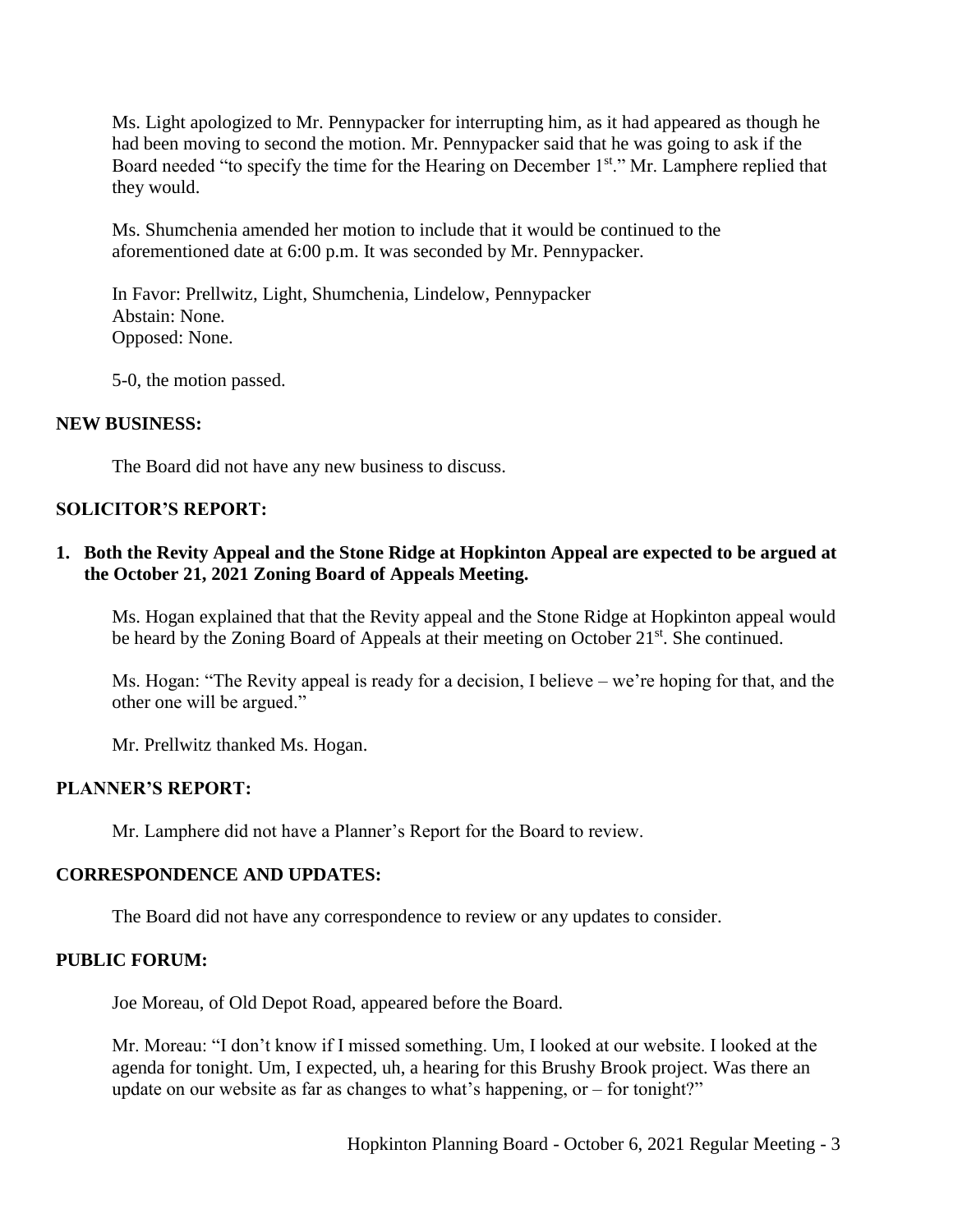Ms. Light apologized to Mr. Pennypacker for interrupting him, as it had appeared as though he had been moving to second the motion. Mr. Pennypacker said that he was going to ask if the Board needed "to specify the time for the Hearing on December 1st." Mr. Lamphere replied that they would.

Ms. Shumchenia amended her motion to include that it would be continued to the aforementioned date at 6:00 p.m. It was seconded by Mr. Pennypacker.

In Favor: Prellwitz, Light, Shumchenia, Lindelow, Pennypacker
Abstain: None.
Opposed: None.

5-0, the motion passed.

## NEW BUSINESS:

The Board did not have any new business to discuss.

## SOLICITOR'S REPORT:

**1. Both the Revity Appeal and the Stone Ridge at Hopkinton Appeal are expected to be argued at the October 21, 2021 Zoning Board of Appeals Meeting.**

Ms. Hogan explained that that the Revity appeal and the Stone Ridge at Hopkinton appeal would be heard by the Zoning Board of Appeals at their meeting on October 21st. She continued.

Ms. Hogan: "The Revity appeal is ready for a decision, I believe – we're hoping for that, and the other one will be argued."

Mr. Prellwitz thanked Ms. Hogan.

## PLANNER'S REPORT:

Mr. Lamphere did not have a Planner's Report for the Board to review.

## CORRESPONDENCE AND UPDATES:

The Board did not have any correspondence to review or any updates to consider.

## PUBLIC FORUM:

Joe Moreau, of Old Depot Road, appeared before the Board.

Mr. Moreau: "I don't know if I missed something. Um, I looked at our website. I looked at the agenda for tonight. Um, I expected, uh, a hearing for this Brushy Brook project. Was there an update on our website as far as changes to what's happening, or – for tonight?"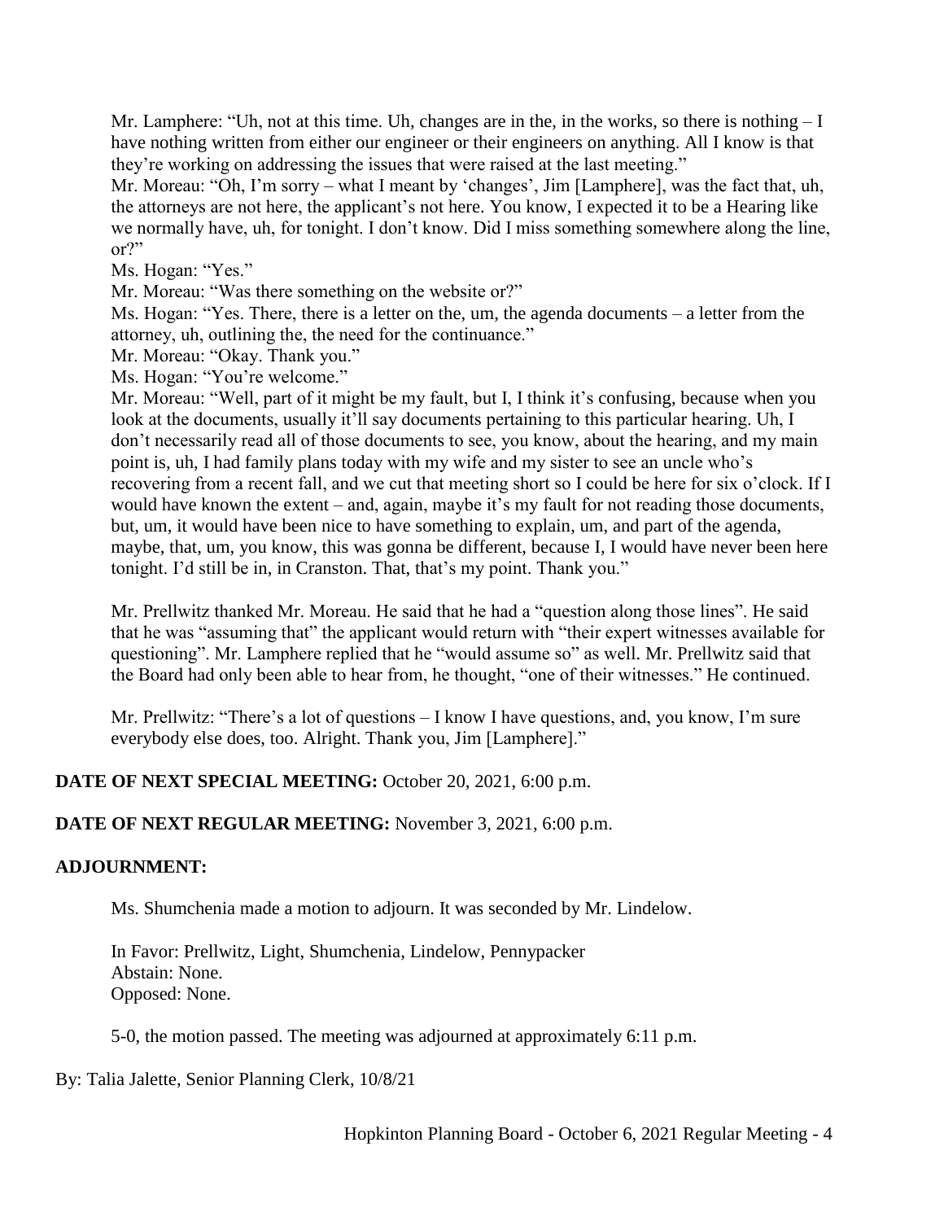Mr. Lamphere: "Uh, not at this time. Uh, changes are in the, in the works, so there is nothing – I have nothing written from either our engineer or their engineers on anything. All I know is that they're working on addressing the issues that were raised at the last meeting."

Mr. Moreau: "Oh, I'm sorry – what I meant by 'changes', Jim [Lamphere], was the fact that, uh, the attorneys are not here, the applicant's not here. You know, I expected it to be a Hearing like we normally have, uh, for tonight. I don't know. Did I miss something somewhere along the line, or?"

Ms. Hogan: "Yes."

Mr. Moreau: "Was there something on the website or?"

Ms. Hogan: "Yes. There, there is a letter on the, um, the agenda documents – a letter from the attorney, uh, outlining the, the need for the continuance."

Mr. Moreau: "Okay. Thank you."

Ms. Hogan: "You're welcome."

Mr. Moreau: "Well, part of it might be my fault, but I, I think it's confusing, because when you look at the documents, usually it'll say documents pertaining to this particular hearing. Uh, I don't necessarily read all of those documents to see, you know, about the hearing, and my main point is, uh, I had family plans today with my wife and my sister to see an uncle who's recovering from a recent fall, and we cut that meeting short so I could be here for six o'clock. If I would have known the extent – and, again, maybe it's my fault for not reading those documents, but, um, it would have been nice to have something to explain, um, and part of the agenda, maybe, that, um, you know, this was gonna be different, because I, I would have never been here tonight. I'd still be in, in Cranston. That, that's my point. Thank you."

Mr. Prellwitz thanked Mr. Moreau. He said that he had a "question along those lines". He said that he was "assuming that" the applicant would return with "their expert witnesses available for questioning". Mr. Lamphere replied that he "would assume so" as well. Mr. Prellwitz said that the Board had only been able to hear from, he thought, "one of their witnesses." He continued.

Mr. Prellwitz: "There's a lot of questions – I know I have questions, and, you know, I'm sure everybody else does, too. Alright. Thank you, Jim [Lamphere]."

**DATE OF NEXT SPECIAL MEETING:** October 20, 2021, 6:00 p.m.

**DATE OF NEXT REGULAR MEETING:** November 3, 2021, 6:00 p.m.

**ADJOURNMENT:**

Ms. Shumchenia made a motion to adjourn. It was seconded by Mr. Lindelow.

In Favor: Prellwitz, Light, Shumchenia, Lindelow, Pennypacker
Abstain: None.
Opposed: None.

5-0, the motion passed. The meeting was adjourned at approximately 6:11 p.m.

By: Talia Jalette, Senior Planning Clerk, 10/8/21